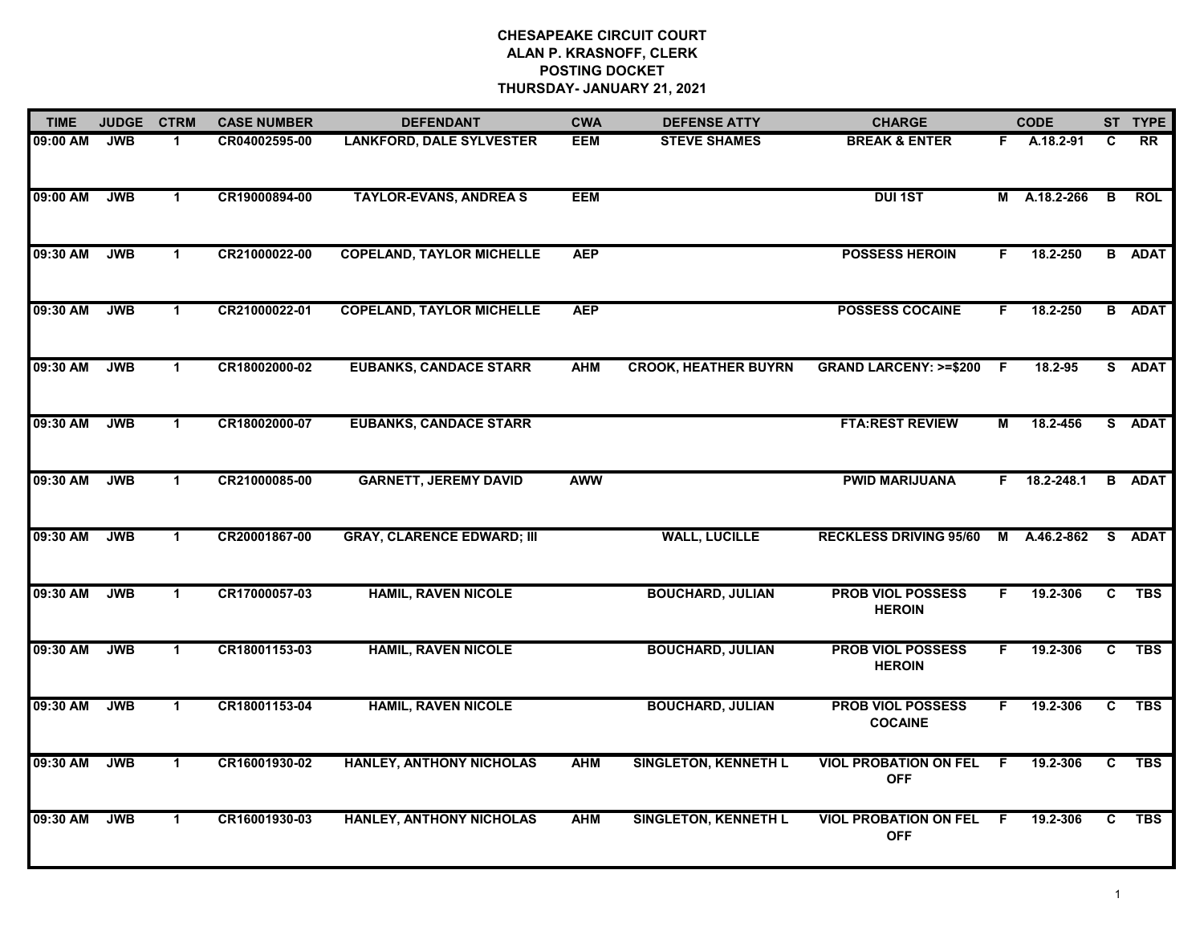**CHESAPEAKE CIRCUIT COURT**
**ALAN P. KRASNOFF, CLERK**
**POSTING DOCKET**
**THURSDAY- JANUARY 21, 2021**

| TIME | JUDGE | CTRM | CASE NUMBER | DEFENDANT | CWA | DEFENSE ATTY | CHARGE | | CODE | ST | TYPE |
|---|---|---|---|---|---|---|---|---|---|---|---|
| 09:00 AM | JWB | 1 | CR04002595-00 | LANKFORD, DALE SYLVESTER | EEM | STEVE SHAMES | BREAK & ENTER | F | A.18.2-91 | C | RR |
| 09:00 AM | JWB | 1 | CR19000894-00 | TAYLOR-EVANS, ANDREA S | EEM | | DUI 1ST | M | A.18.2-266 | B | ROL |
| 09:30 AM | JWB | 1 | CR21000022-00 | COPELAND, TAYLOR MICHELLE | AEP | | POSSESS HEROIN | F | 18.2-250 | B | ADAT |
| 09:30 AM | JWB | 1 | CR21000022-01 | COPELAND, TAYLOR MICHELLE | AEP | | POSSESS COCAINE | F | 18.2-250 | B | ADAT |
| 09:30 AM | JWB | 1 | CR18002000-02 | EUBANKS, CANDACE STARR | AHM | CROOK, HEATHER BUYRN | GRAND LARCENY: >=$200 | F | 18.2-95 | S | ADAT |
| 09:30 AM | JWB | 1 | CR18002000-07 | EUBANKS, CANDACE STARR | | | FTA:REST REVIEW | M | 18.2-456 | S | ADAT |
| 09:30 AM | JWB | 1 | CR21000085-00 | GARNETT, JEREMY DAVID | AWW | | PWID MARIJUANA | F | 18.2-248.1 | B | ADAT |
| 09:30 AM | JWB | 1 | CR20001867-00 | GRAY, CLARENCE EDWARD; III | | WALL, LUCILLE | RECKLESS DRIVING 95/60 | M | A.46.2-862 | S | ADAT |
| 09:30 AM | JWB | 1 | CR17000057-03 | HAMIL, RAVEN NICOLE | | BOUCHARD, JULIAN | PROB VIOL POSSESS HEROIN | F | 19.2-306 | C | TBS |
| 09:30 AM | JWB | 1 | CR18001153-03 | HAMIL, RAVEN NICOLE | | BOUCHARD, JULIAN | PROB VIOL POSSESS HEROIN | F | 19.2-306 | C | TBS |
| 09:30 AM | JWB | 1 | CR18001153-04 | HAMIL, RAVEN NICOLE | | BOUCHARD, JULIAN | PROB VIOL POSSESS COCAINE | F | 19.2-306 | C | TBS |
| 09:30 AM | JWB | 1 | CR16001930-02 | HANLEY, ANTHONY NICHOLAS | AHM | SINGLETON, KENNETH L | VIOL PROBATION ON FEL OFF | F | 19.2-306 | C | TBS |
| 09:30 AM | JWB | 1 | CR16001930-03 | HANLEY, ANTHONY NICHOLAS | AHM | SINGLETON, KENNETH L | VIOL PROBATION ON FEL OFF | F | 19.2-306 | C | TBS |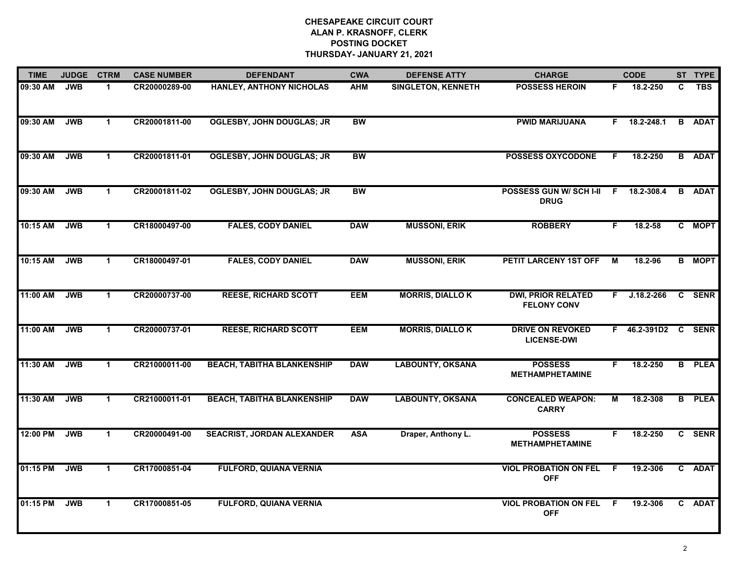**CHESAPEAKE CIRCUIT COURT**
**ALAN P. KRASNOFF, CLERK**
**POSTING DOCKET**
**THURSDAY- JANUARY 21, 2021**

| TIME | JUDGE | CTRM | CASE NUMBER | DEFENDANT | CWA | DEFENSE ATTY | CHARGE | | CODE | ST | TYPE |
|---|---|---|---|---|---|---|---|---|---|---|---|
| 09:30 AM | JWB | 1 | CR20000289-00 | HANLEY, ANTHONY NICHOLAS | AHM | SINGLETON, KENNETH | POSSESS HEROIN | F | 18.2-250 | C | TBS |
| 09:30 AM | JWB | 1 | CR20001811-00 | OGLESBY, JOHN DOUGLAS; JR | BW | | PWID MARIJUANA | F | 18.2-248.1 | B | ADAT |
| 09:30 AM | JWB | 1 | CR20001811-01 | OGLESBY, JOHN DOUGLAS; JR | BW | | POSSESS OXYCODONE | F | 18.2-250 | B | ADAT |
| 09:30 AM | JWB | 1 | CR20001811-02 | OGLESBY, JOHN DOUGLAS; JR | BW | | POSSESS GUN W/ SCH I-II DRUG | F | 18.2-308.4 | B | ADAT |
| 10:15 AM | JWB | 1 | CR18000497-00 | FALES, CODY DANIEL | DAW | MUSSONI, ERIK | ROBBERY | F | 18.2-58 | C | MOPT |
| 10:15 AM | JWB | 1 | CR18000497-01 | FALES, CODY DANIEL | DAW | MUSSONI, ERIK | PETIT LARCENY 1ST OFF | M | 18.2-96 | B | MOPT |
| 11:00 AM | JWB | 1 | CR20000737-00 | REESE, RICHARD SCOTT | EEM | MORRIS, DIALLO K | DWI, PRIOR RELATED FELONY CONV | F | J.18.2-266 | C | SENR |
| 11:00 AM | JWB | 1 | CR20000737-01 | REESE, RICHARD SCOTT | EEM | MORRIS, DIALLO K | DRIVE ON REVOKED LICENSE-DWI | F | 46.2-391D2 | C | SENR |
| 11:30 AM | JWB | 1 | CR21000011-00 | BEACH, TABITHA BLANKENSHIP | DAW | LABOUNTY, OKSANA | POSSESS METHAMPHETAMINE | F | 18.2-250 | B | PLEA |
| 11:30 AM | JWB | 1 | CR21000011-01 | BEACH, TABITHA BLANKENSHIP | DAW | LABOUNTY, OKSANA | CONCEALED WEAPON: CARRY | M | 18.2-308 | B | PLEA |
| 12:00 PM | JWB | 1 | CR20000491-00 | SEACRIST, JORDAN ALEXANDER | ASA | Draper, Anthony L. | POSSESS METHAMPHETAMINE | F | 18.2-250 | C | SENR |
| 01:15 PM | JWB | 1 | CR17000851-04 | FULFORD, QUIANA VERNIA | | | VIOL PROBATION ON FEL OFF | F | 19.2-306 | C | ADAT |
| 01:15 PM | JWB | 1 | CR17000851-05 | FULFORD, QUIANA VERNIA | | | VIOL PROBATION ON FEL OFF | F | 19.2-306 | C | ADAT |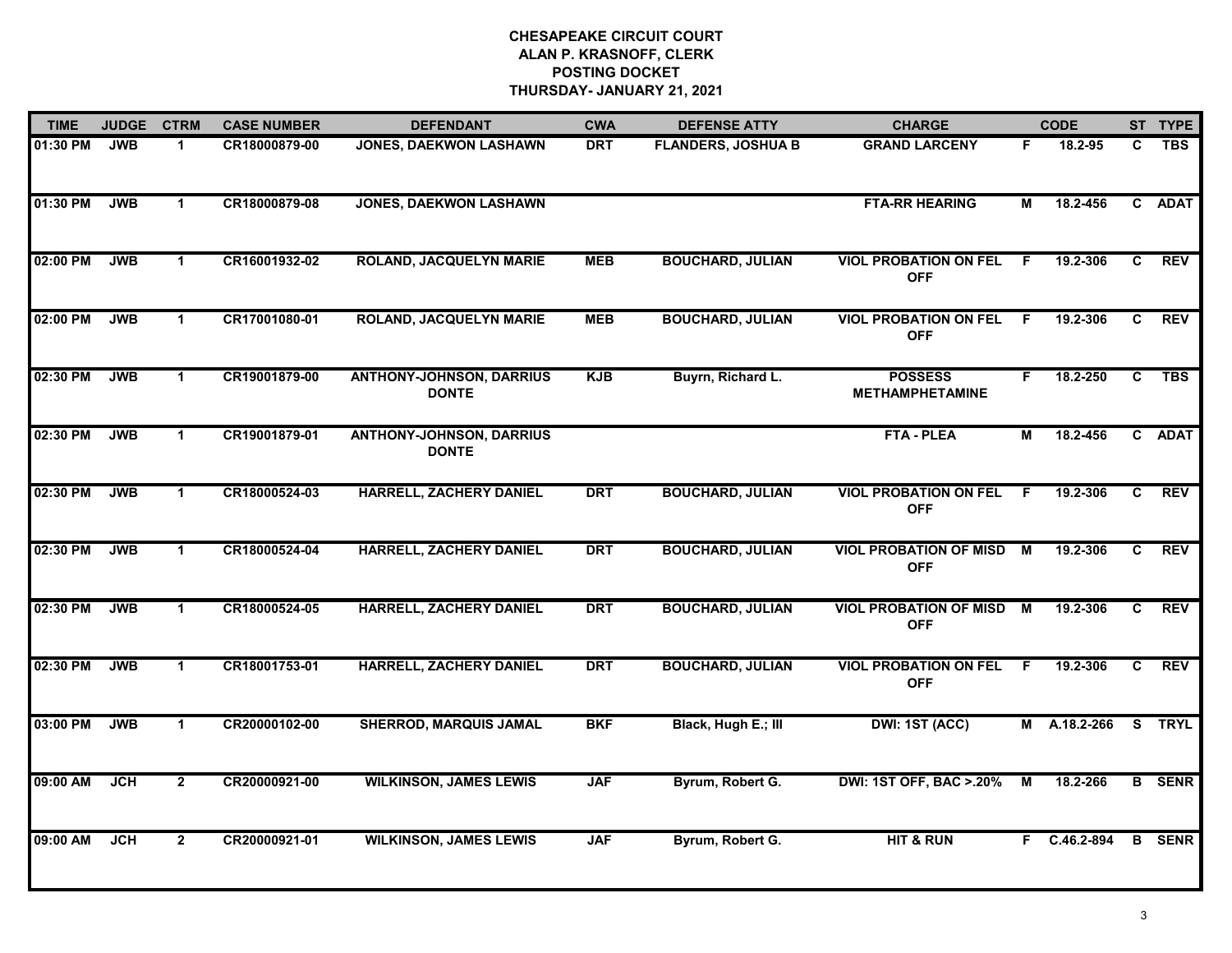**CHESAPEAKE CIRCUIT COURT**
**ALAN P. KRASNOFF, CLERK**
**POSTING DOCKET**
**THURSDAY- JANUARY 21, 2021**

| TIME | JUDGE | CTRM | CASE NUMBER | DEFENDANT | CWA | DEFENSE ATTY | CHARGE | | CODE | ST | TYPE |
|---|---|---|---|---|---|---|---|---|---|---|---|
| 01:30 PM | JWB | 1 | CR18000879-00 | JONES, DAEKWON LASHAWN | DRT | FLANDERS, JOSHUA B | GRAND LARCENY | F | 18.2-95 | C | TBS |
| 01:30 PM | JWB | 1 | CR18000879-08 | JONES, DAEKWON LASHAWN | | | FTA-RR HEARING | M | 18.2-456 | C | ADAT |
| 02:00 PM | JWB | 1 | CR16001932-02 | ROLAND, JACQUELYN MARIE | MEB | BOUCHARD, JULIAN | VIOL PROBATION ON FEL OFF | F | 19.2-306 | C | REV |
| 02:00 PM | JWB | 1 | CR17001080-01 | ROLAND, JACQUELYN MARIE | MEB | BOUCHARD, JULIAN | VIOL PROBATION ON FEL OFF | F | 19.2-306 | C | REV |
| 02:30 PM | JWB | 1 | CR19001879-00 | ANTHONY-JOHNSON, DARRIUS DONTE | KJB | Buyrn, Richard L. | POSSESS METHAMPHETAMINE | F | 18.2-250 | C | TBS |
| 02:30 PM | JWB | 1 | CR19001879-01 | ANTHONY-JOHNSON, DARRIUS DONTE | | | FTA - PLEA | M | 18.2-456 | C | ADAT |
| 02:30 PM | JWB | 1 | CR18000524-03 | HARRELL, ZACHERY DANIEL | DRT | BOUCHARD, JULIAN | VIOL PROBATION ON FEL OFF | F | 19.2-306 | C | REV |
| 02:30 PM | JWB | 1 | CR18000524-04 | HARRELL, ZACHERY DANIEL | DRT | BOUCHARD, JULIAN | VIOL PROBATION OF MISD OFF | M | 19.2-306 | C | REV |
| 02:30 PM | JWB | 1 | CR18000524-05 | HARRELL, ZACHERY DANIEL | DRT | BOUCHARD, JULIAN | VIOL PROBATION OF MISD OFF | M | 19.2-306 | C | REV |
| 02:30 PM | JWB | 1 | CR18001753-01 | HARRELL, ZACHERY DANIEL | DRT | BOUCHARD, JULIAN | VIOL PROBATION ON FEL OFF | F | 19.2-306 | C | REV |
| 03:00 PM | JWB | 1 | CR20000102-00 | SHERROD, MARQUIS JAMAL | BKF | Black, Hugh E.; III | DWI: 1ST (ACC) | M | A.18.2-266 | S | TRYL |
| 09:00 AM | JCH | 2 | CR20000921-00 | WILKINSON, JAMES LEWIS | JAF | Byrum, Robert G. | DWI: 1ST OFF, BAC >.20% | M | 18.2-266 | B | SENR |
| 09:00 AM | JCH | 2 | CR20000921-01 | WILKINSON, JAMES LEWIS | JAF | Byrum, Robert G. | HIT & RUN | F | C.46.2-894 | B | SENR |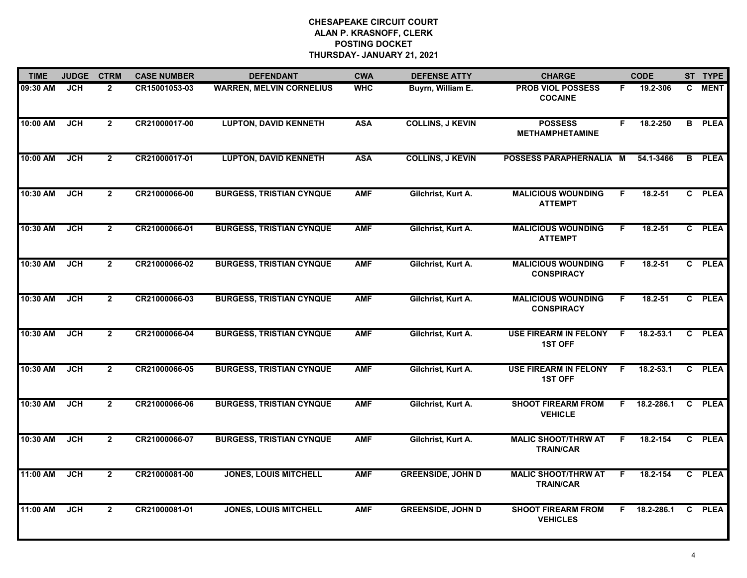# CHESAPEAKE CIRCUIT COURT
## ALAN P. KRASNOFF, CLERK
## POSTING DOCKET
## THURSDAY- JANUARY 21, 2021

| TIME | JUDGE | CTRM | CASE NUMBER | DEFENDANT | CWA | DEFENSE ATTY | CHARGE | | CODE | ST | TYPE |
|---|---|---|---|---|---|---|---|---|---|---|---|
| 09:30 AM | JCH | 2 | CR15001053-03 | WARREN, MELVIN CORNELIUS | WHC | Buyrn, William E. | PROB VIOL POSSESS COCAINE | F | 19.2-306 | C | MENT |
| 10:00 AM | JCH | 2 | CR21000017-00 | LUPTON, DAVID KENNETH | ASA | COLLINS, J KEVIN | POSSESS METHAMPHETAMINE | F | 18.2-250 | B | PLEA |
| 10:00 AM | JCH | 2 | CR21000017-01 | LUPTON, DAVID KENNETH | ASA | COLLINS, J KEVIN | POSSESS PARAPHERNALIA | M | 54.1-3466 | B | PLEA |
| 10:30 AM | JCH | 2 | CR21000066-00 | BURGESS, TRISTIAN CYNQUE | AMF | Gilchrist, Kurt A. | MALICIOUS WOUNDING ATTEMPT | F | 18.2-51 | C | PLEA |
| 10:30 AM | JCH | 2 | CR21000066-01 | BURGESS, TRISTIAN CYNQUE | AMF | Gilchrist, Kurt A. | MALICIOUS WOUNDING ATTEMPT | F | 18.2-51 | C | PLEA |
| 10:30 AM | JCH | 2 | CR21000066-02 | BURGESS, TRISTIAN CYNQUE | AMF | Gilchrist, Kurt A. | MALICIOUS WOUNDING CONSPIRACY | F | 18.2-51 | C | PLEA |
| 10:30 AM | JCH | 2 | CR21000066-03 | BURGESS, TRISTIAN CYNQUE | AMF | Gilchrist, Kurt A. | MALICIOUS WOUNDING CONSPIRACY | F | 18.2-51 | C | PLEA |
| 10:30 AM | JCH | 2 | CR21000066-04 | BURGESS, TRISTIAN CYNQUE | AMF | Gilchrist, Kurt A. | USE FIREARM IN FELONY 1ST OFF | F | 18.2-53.1 | C | PLEA |
| 10:30 AM | JCH | 2 | CR21000066-05 | BURGESS, TRISTIAN CYNQUE | AMF | Gilchrist, Kurt A. | USE FIREARM IN FELONY 1ST OFF | F | 18.2-53.1 | C | PLEA |
| 10:30 AM | JCH | 2 | CR21000066-06 | BURGESS, TRISTIAN CYNQUE | AMF | Gilchrist, Kurt A. | SHOOT FIREARM FROM VEHICLE | F | 18.2-286.1 | C | PLEA |
| 10:30 AM | JCH | 2 | CR21000066-07 | BURGESS, TRISTIAN CYNQUE | AMF | Gilchrist, Kurt A. | MALIC SHOOT/THRW AT TRAIN/CAR | F | 18.2-154 | C | PLEA |
| 11:00 AM | JCH | 2 | CR21000081-00 | JONES, LOUIS MITCHELL | AMF | GREENSIDE, JOHN D | MALIC SHOOT/THRW AT TRAIN/CAR | F | 18.2-154 | C | PLEA |
| 11:00 AM | JCH | 2 | CR21000081-01 | JONES, LOUIS MITCHELL | AMF | GREENSIDE, JOHN D | SHOOT FIREARM FROM VEHICLES | F | 18.2-286.1 | C | PLEA |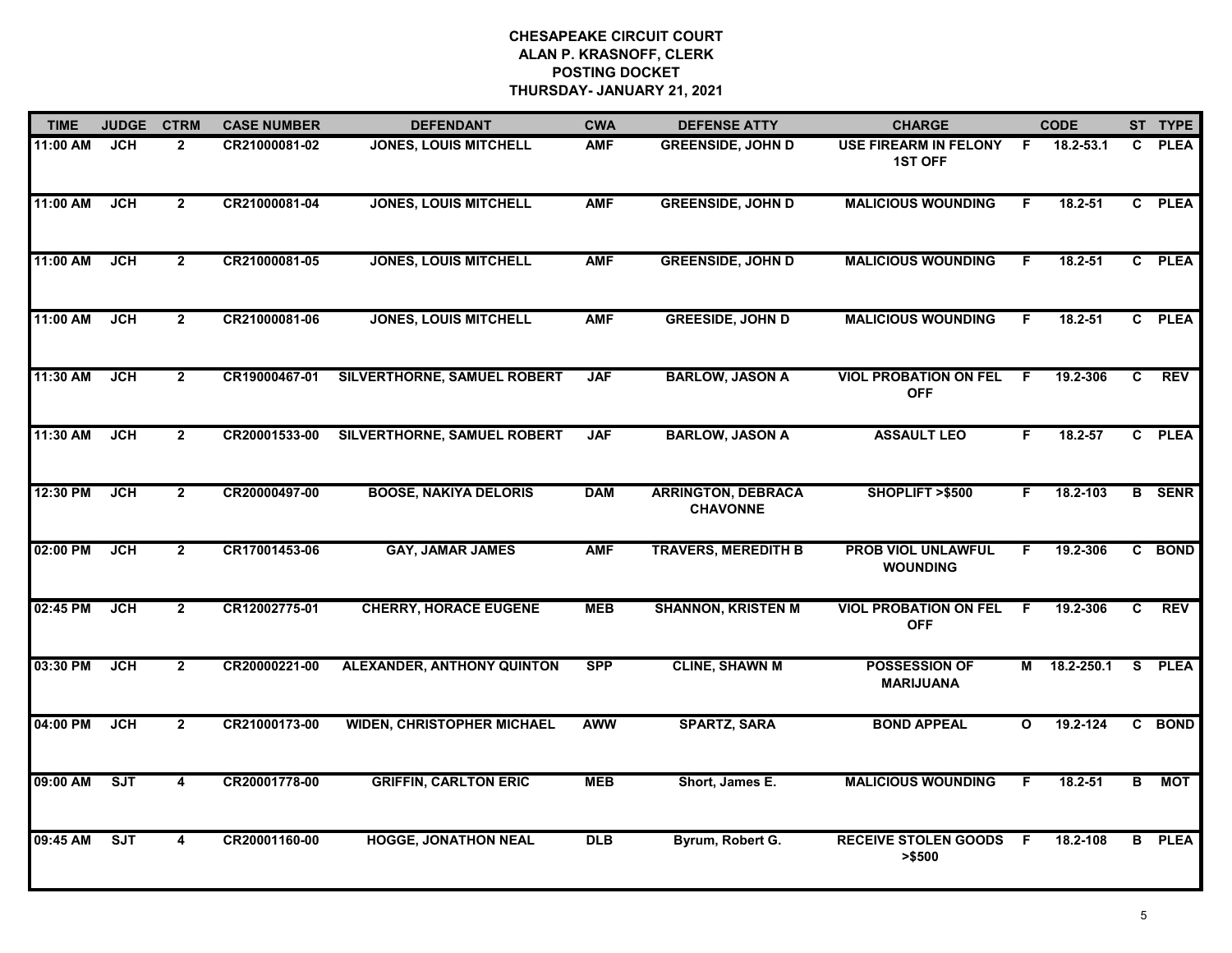# CHESAPEAKE CIRCUIT COURT
## ALAN P. KRASNOFF, CLERK
## POSTING DOCKET
## THURSDAY- JANUARY 21, 2021

| TIME | JUDGE | CTRM | CASE NUMBER | DEFENDANT | CWA | DEFENSE ATTY | CHARGE | | CODE | ST | TYPE |
|---|---|---|---|---|---|---|---|---|---|---|---|
| 11:00 AM | JCH | 2 | CR21000081-02 | JONES, LOUIS MITCHELL | AMF | GREENSIDE, JOHN D | USE FIREARM IN FELONY 1ST OFF | F | 18.2-53.1 | C | PLEA |
| 11:00 AM | JCH | 2 | CR21000081-04 | JONES, LOUIS MITCHELL | AMF | GREENSIDE, JOHN D | MALICIOUS WOUNDING | F | 18.2-51 | C | PLEA |
| 11:00 AM | JCH | 2 | CR21000081-05 | JONES, LOUIS MITCHELL | AMF | GREENSIDE, JOHN D | MALICIOUS WOUNDING | F | 18.2-51 | C | PLEA |
| 11:00 AM | JCH | 2 | CR21000081-06 | JONES, LOUIS MITCHELL | AMF | GREESIDE, JOHN D | MALICIOUS WOUNDING | F | 18.2-51 | C | PLEA |
| 11:30 AM | JCH | 2 | CR19000467-01 | SILVERTHORNE, SAMUEL ROBERT | JAF | BARLOW, JASON A | VIOL PROBATION ON FEL OFF | F | 19.2-306 | C | REV |
| 11:30 AM | JCH | 2 | CR20001533-00 | SILVERTHORNE, SAMUEL ROBERT | JAF | BARLOW, JASON A | ASSAULT LEO | F | 18.2-57 | C | PLEA |
| 12:30 PM | JCH | 2 | CR20000497-00 | BOOSE, NAKIYA DELORIS | DAM | ARRINGTON, DEBRACA CHAVONNE | SHOPLIFT >$500 | F | 18.2-103 | B | SENR |
| 02:00 PM | JCH | 2 | CR17001453-06 | GAY, JAMAR JAMES | AMF | TRAVERS, MEREDITH B | PROB VIOL UNLAWFUL WOUNDING | F | 19.2-306 | C | BOND |
| 02:45 PM | JCH | 2 | CR12002775-01 | CHERRY, HORACE EUGENE | MEB | SHANNON, KRISTEN M | VIOL PROBATION ON FEL OFF | F | 19.2-306 | C | REV |
| 03:30 PM | JCH | 2 | CR20000221-00 | ALEXANDER, ANTHONY QUINTON | SPP | CLINE, SHAWN M | POSSESSION OF MARIJUANA | M | 18.2-250.1 | S | PLEA |
| 04:00 PM | JCH | 2 | CR21000173-00 | WIDEN, CHRISTOPHER MICHAEL | AWW | SPARTZ, SARA | BOND APPEAL | O | 19.2-124 | C | BOND |
| 09:00 AM | SJT | 4 | CR20001778-00 | GRIFFIN, CARLTON ERIC | MEB | Short, James E. | MALICIOUS WOUNDING | F | 18.2-51 | B | MOT |
| 09:45 AM | SJT | 4 | CR20001160-00 | HOGGE, JONATHON NEAL | DLB | Byrum, Robert G. | RECEIVE STOLEN GOODS >$500 | F | 18.2-108 | B | PLEA |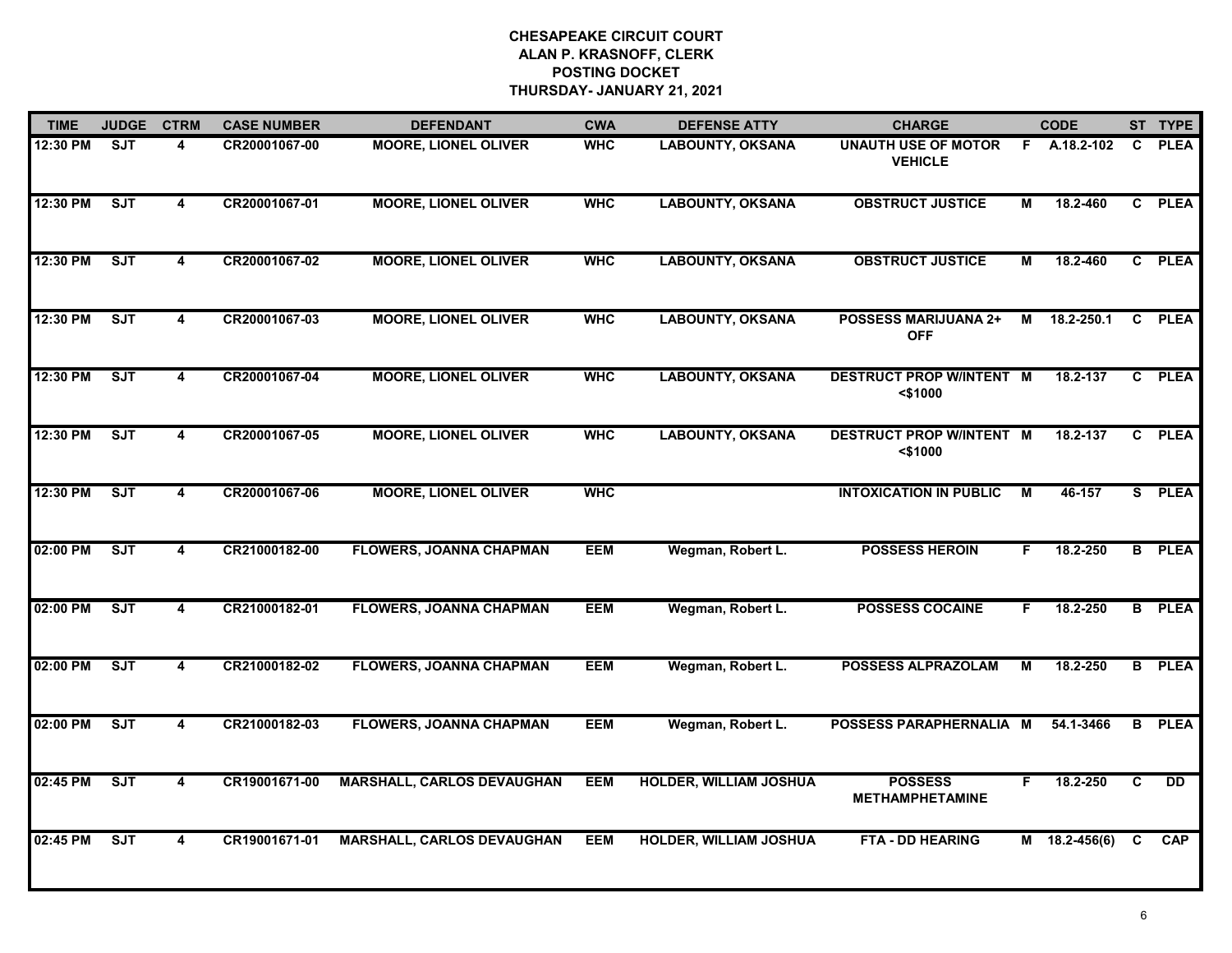# CHESAPEAKE CIRCUIT COURT
## ALAN P. KRASNOFF, CLERK
## POSTING DOCKET
## THURSDAY- JANUARY 21, 2021

| TIME | JUDGE | CTRM | CASE NUMBER | DEFENDANT | CWA | DEFENSE ATTY | CHARGE | | CODE | ST | TYPE |
|---|---|---|---|---|---|---|---|---|---|---|---|
| 12:30 PM | SJT | 4 | CR20001067-00 | MOORE, LIONEL OLIVER | WHC | LABOUNTY, OKSANA | UNAUTH USE OF MOTOR VEHICLE | F | A.18.2-102 | C | PLEA |
| 12:30 PM | SJT | 4 | CR20001067-01 | MOORE, LIONEL OLIVER | WHC | LABOUNTY, OKSANA | OBSTRUCT JUSTICE | M | 18.2-460 | C | PLEA |
| 12:30 PM | SJT | 4 | CR20001067-02 | MOORE, LIONEL OLIVER | WHC | LABOUNTY, OKSANA | OBSTRUCT JUSTICE | M | 18.2-460 | C | PLEA |
| 12:30 PM | SJT | 4 | CR20001067-03 | MOORE, LIONEL OLIVER | WHC | LABOUNTY, OKSANA | POSSESS MARIJUANA 2+ OFF | M | 18.2-250.1 | C | PLEA |
| 12:30 PM | SJT | 4 | CR20001067-04 | MOORE, LIONEL OLIVER | WHC | LABOUNTY, OKSANA | DESTRUCT PROP W/INTENT <$1000 | M | 18.2-137 | C | PLEA |
| 12:30 PM | SJT | 4 | CR20001067-05 | MOORE, LIONEL OLIVER | WHC | LABOUNTY, OKSANA | DESTRUCT PROP W/INTENT <$1000 | M | 18.2-137 | C | PLEA |
| 12:30 PM | SJT | 4 | CR20001067-06 | MOORE, LIONEL OLIVER | WHC | | INTOXICATION IN PUBLIC | M | 46-157 | S | PLEA |
| 02:00 PM | SJT | 4 | CR21000182-00 | FLOWERS, JOANNA CHAPMAN | EEM | Wegman, Robert L. | POSSESS HEROIN | F | 18.2-250 | B | PLEA |
| 02:00 PM | SJT | 4 | CR21000182-01 | FLOWERS, JOANNA CHAPMAN | EEM | Wegman, Robert L. | POSSESS COCAINE | F | 18.2-250 | B | PLEA |
| 02:00 PM | SJT | 4 | CR21000182-02 | FLOWERS, JOANNA CHAPMAN | EEM | Wegman, Robert L. | POSSESS ALPRAZOLAM | M | 18.2-250 | B | PLEA |
| 02:00 PM | SJT | 4 | CR21000182-03 | FLOWERS, JOANNA CHAPMAN | EEM | Wegman, Robert L. | POSSESS PARAPHERNALIA | M | 54.1-3466 | B | PLEA |
| 02:45 PM | SJT | 4 | CR19001671-00 | MARSHALL, CARLOS DEVAUGHAN | EEM | HOLDER, WILLIAM JOSHUA | POSSESS METHAMPHETAMINE | F | 18.2-250 | C | DD |
| 02:45 PM | SJT | 4 | CR19001671-01 | MARSHALL, CARLOS DEVAUGHAN | EEM | HOLDER, WILLIAM JOSHUA | FTA - DD HEARING | M | 18.2-456(6) | C | CAP |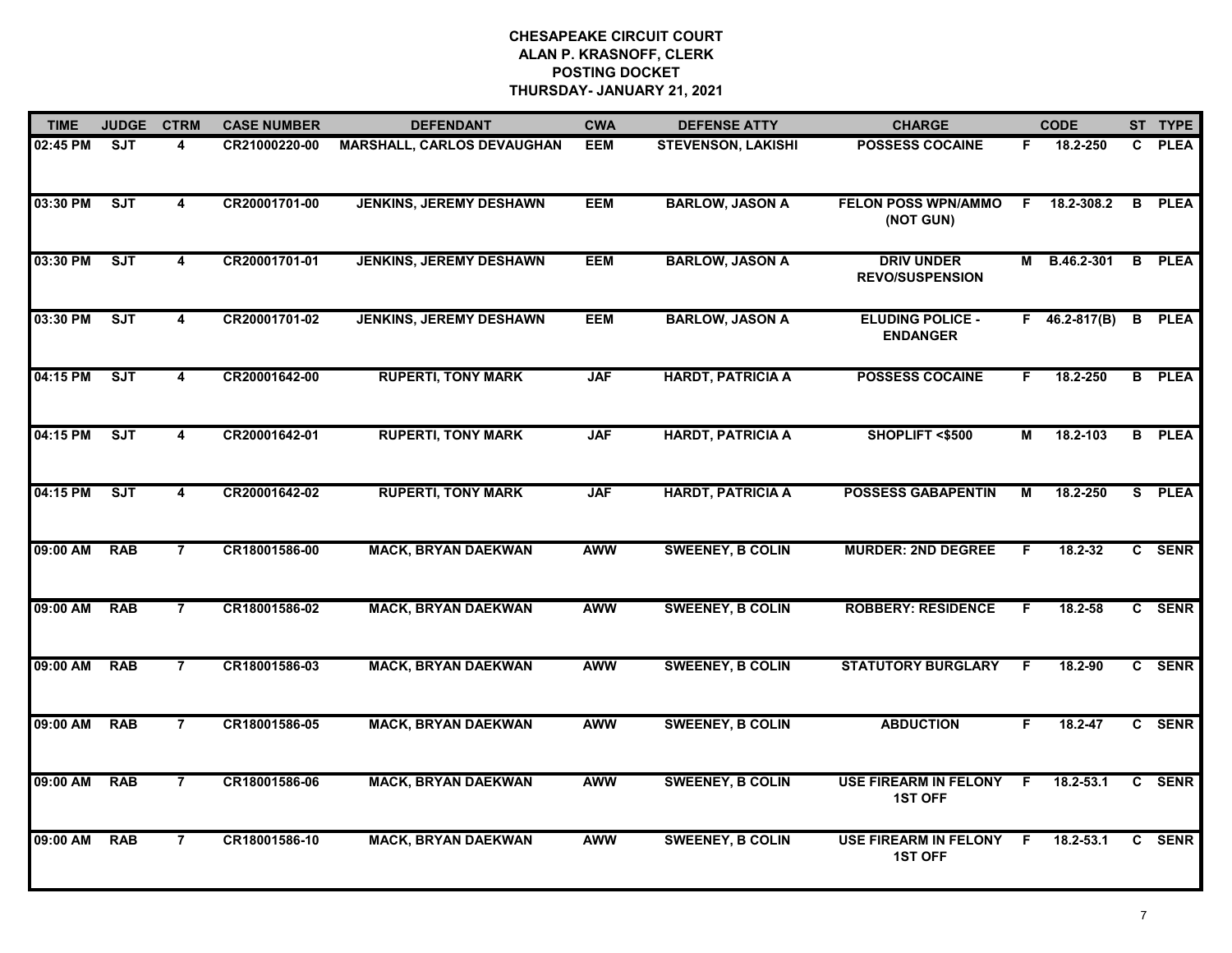# CHESAPEAKE CIRCUIT COURT
## ALAN P. KRASNOFF, CLERK
## POSTING DOCKET
## THURSDAY- JANUARY 21, 2021

| TIME | JUDGE | CTRM | CASE NUMBER | DEFENDANT | CWA | DEFENSE ATTY | CHARGE | | CODE | ST | TYPE |
|---|---|---|---|---|---|---|---|---|---|---|---|
| 02:45 PM | SJT | 4 | CR21000220-00 | MARSHALL, CARLOS DEVAUGHAN | EEM | STEVENSON, LAKISHI | POSSESS COCAINE | F | 18.2-250 | C | PLEA |
| 03:30 PM | SJT | 4 | CR20001701-00 | JENKINS, JEREMY DESHAWN | EEM | BARLOW, JASON A | FELON POSS WPN/AMMO (NOT GUN) | F | 18.2-308.2 | B | PLEA |
| 03:30 PM | SJT | 4 | CR20001701-01 | JENKINS, JEREMY DESHAWN | EEM | BARLOW, JASON A | DRIV UNDER REVO/SUSPENSION | M | B.46.2-301 | B | PLEA |
| 03:30 PM | SJT | 4 | CR20001701-02 | JENKINS, JEREMY DESHAWN | EEM | BARLOW, JASON A | ELUDING POLICE - ENDANGER | F | 46.2-817(B) | B | PLEA |
| 04:15 PM | SJT | 4 | CR20001642-00 | RUPERTI, TONY MARK | JAF | HARDT, PATRICIA A | POSSESS COCAINE | F | 18.2-250 | B | PLEA |
| 04:15 PM | SJT | 4 | CR20001642-01 | RUPERTI, TONY MARK | JAF | HARDT, PATRICIA A | SHOPLIFT <$500 | M | 18.2-103 | B | PLEA |
| 04:15 PM | SJT | 4 | CR20001642-02 | RUPERTI, TONY MARK | JAF | HARDT, PATRICIA A | POSSESS GABAPENTIN | M | 18.2-250 | S | PLEA |
| 09:00 AM | RAB | 7 | CR18001586-00 | MACK, BRYAN DAEKWAN | AWW | SWEENEY, B COLIN | MURDER: 2ND DEGREE | F | 18.2-32 | C | SENR |
| 09:00 AM | RAB | 7 | CR18001586-02 | MACK, BRYAN DAEKWAN | AWW | SWEENEY, B COLIN | ROBBERY: RESIDENCE | F | 18.2-58 | C | SENR |
| 09:00 AM | RAB | 7 | CR18001586-03 | MACK, BRYAN DAEKWAN | AWW | SWEENEY, B COLIN | STATUTORY BURGLARY | F | 18.2-90 | C | SENR |
| 09:00 AM | RAB | 7 | CR18001586-05 | MACK, BRYAN DAEKWAN | AWW | SWEENEY, B COLIN | ABDUCTION | F | 18.2-47 | C | SENR |
| 09:00 AM | RAB | 7 | CR18001586-06 | MACK, BRYAN DAEKWAN | AWW | SWEENEY, B COLIN | USE FIREARM IN FELONY 1ST OFF | F | 18.2-53.1 | C | SENR |
| 09:00 AM | RAB | 7 | CR18001586-10 | MACK, BRYAN DAEKWAN | AWW | SWEENEY, B COLIN | USE FIREARM IN FELONY 1ST OFF | F | 18.2-53.1 | C | SENR |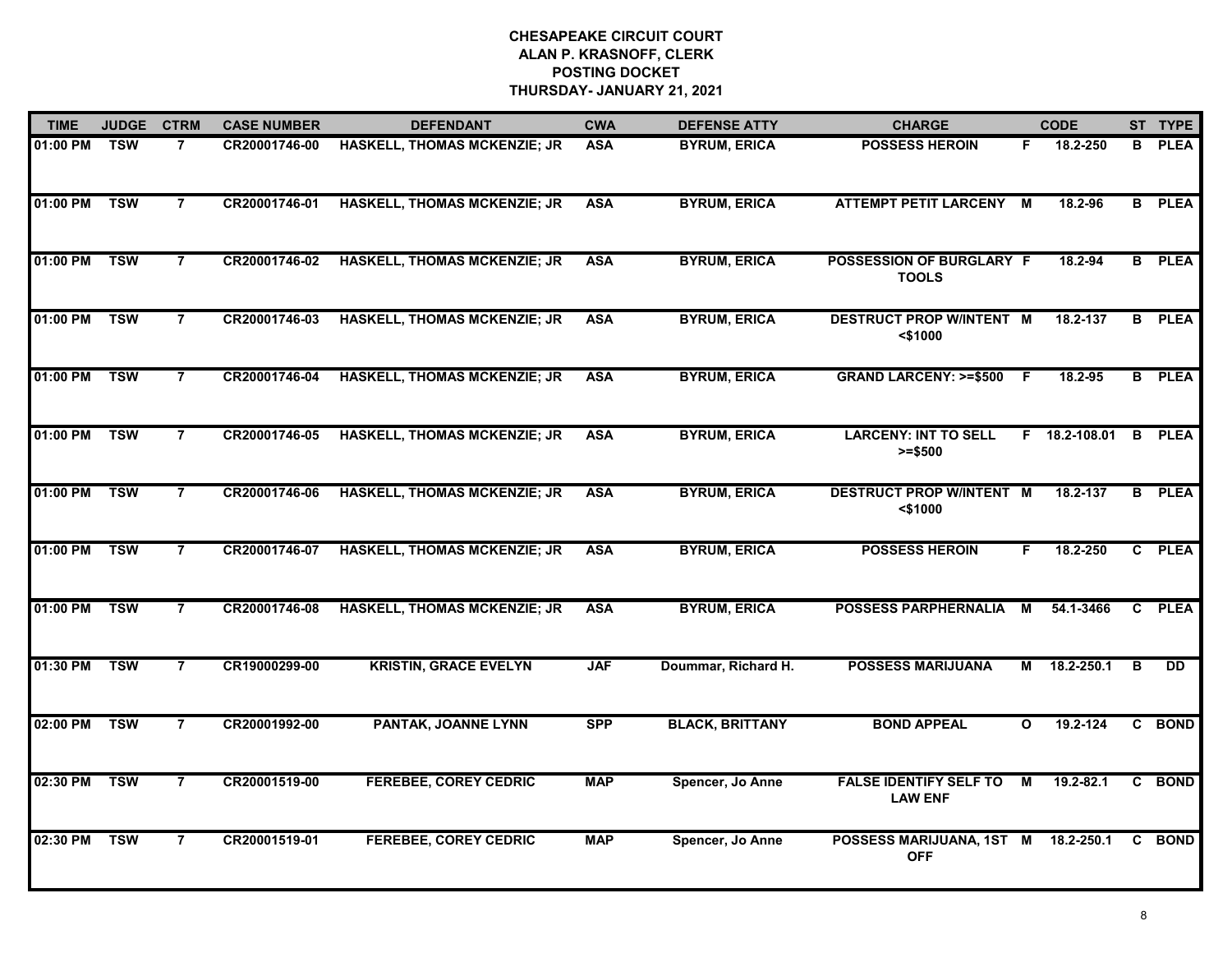# CHESAPEAKE CIRCUIT COURT
## ALAN P. KRASNOFF, CLERK
## POSTING DOCKET
## THURSDAY- JANUARY 21, 2021

| TIME | JUDGE | CTRM | CASE NUMBER | DEFENDANT | CWA | DEFENSE ATTY | CHARGE | | CODE | ST | TYPE |
|---|---|---|---|---|---|---|---|---|---|---|---|
| 01:00 PM | TSW | 7 | CR20001746-00 | HASKELL, THOMAS MCKENZIE; JR | ASA | BYRUM, ERICA | POSSESS HEROIN | F | 18.2-250 | B | PLEA |
| 01:00 PM | TSW | 7 | CR20001746-01 | HASKELL, THOMAS MCKENZIE; JR | ASA | BYRUM, ERICA | ATTEMPT PETIT LARCENY | M | 18.2-96 | B | PLEA |
| 01:00 PM | TSW | 7 | CR20001746-02 | HASKELL, THOMAS MCKENZIE; JR | ASA | BYRUM, ERICA | POSSESSION OF BURGLARY TOOLS | F | 18.2-94 | B | PLEA |
| 01:00 PM | TSW | 7 | CR20001746-03 | HASKELL, THOMAS MCKENZIE; JR | ASA | BYRUM, ERICA | DESTRUCT PROP W/INTENT <$1000 | M | 18.2-137 | B | PLEA |
| 01:00 PM | TSW | 7 | CR20001746-04 | HASKELL, THOMAS MCKENZIE; JR | ASA | BYRUM, ERICA | GRAND LARCENY: >=$500 | F | 18.2-95 | B | PLEA |
| 01:00 PM | TSW | 7 | CR20001746-05 | HASKELL, THOMAS MCKENZIE; JR | ASA | BYRUM, ERICA | LARCENY: INT TO SELL >=$500 | F | 18.2-108.01 | B | PLEA |
| 01:00 PM | TSW | 7 | CR20001746-06 | HASKELL, THOMAS MCKENZIE; JR | ASA | BYRUM, ERICA | DESTRUCT PROP W/INTENT <$1000 | M | 18.2-137 | B | PLEA |
| 01:00 PM | TSW | 7 | CR20001746-07 | HASKELL, THOMAS MCKENZIE; JR | ASA | BYRUM, ERICA | POSSESS HEROIN | F | 18.2-250 | C | PLEA |
| 01:00 PM | TSW | 7 | CR20001746-08 | HASKELL, THOMAS MCKENZIE; JR | ASA | BYRUM, ERICA | POSSESS PARPHERNALIA | M | 54.1-3466 | C | PLEA |
| 01:30 PM | TSW | 7 | CR19000299-00 | KRISTIN, GRACE EVELYN | JAF | Doummar, Richard H. | POSSESS MARIJUANA | M | 18.2-250.1 | B | DD |
| 02:00 PM | TSW | 7 | CR20001992-00 | PANTAK, JOANNE LYNN | SPP | BLACK, BRITTANY | BOND APPEAL | O | 19.2-124 | C | BOND |
| 02:30 PM | TSW | 7 | CR20001519-00 | FEREBEE, COREY CEDRIC | MAP | Spencer, Jo Anne | FALSE IDENTIFY SELF TO LAW ENF | M | 19.2-82.1 | C | BOND |
| 02:30 PM | TSW | 7 | CR20001519-01 | FEREBEE, COREY CEDRIC | MAP | Spencer, Jo Anne | POSSESS MARIJUANA, 1ST OFF | M | 18.2-250.1 | C | BOND |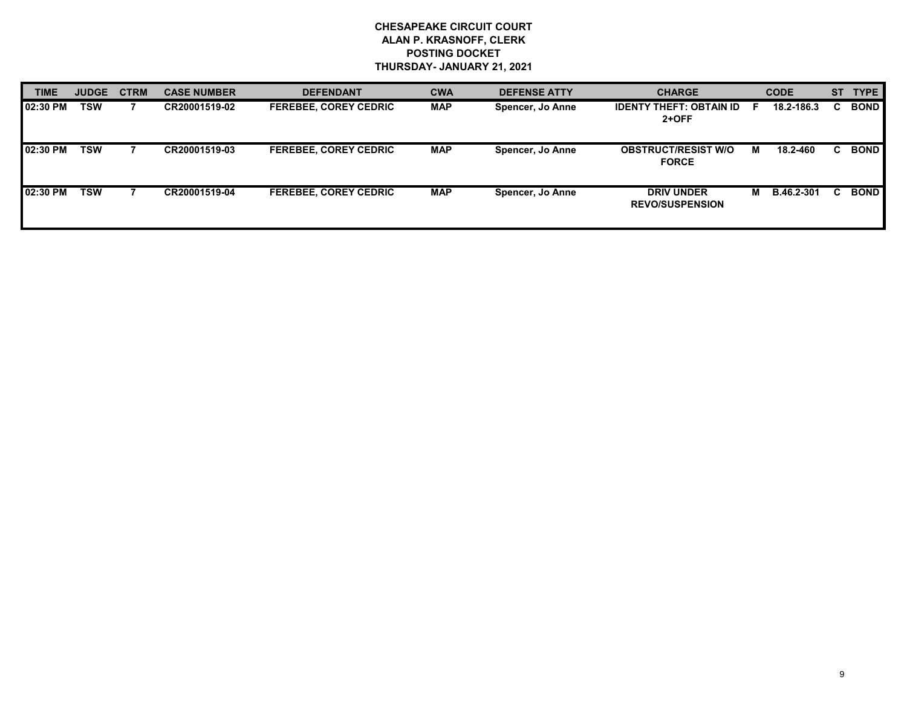**CHESAPEAKE CIRCUIT COURT**
**ALAN P. KRASNOFF, CLERK**
**POSTING DOCKET**
**THURSDAY- JANUARY 21, 2021**

| TIME | JUDGE | CTRM | CASE NUMBER | DEFENDANT | CWA | DEFENSE ATTY | CHARGE | | CODE | ST | TYPE |
|---|---|---|---|---|---|---|---|---|---|---|---|
| 02:30 PM | TSW | 7 | CR20001519-02 | FEREBEE, COREY CEDRIC | MAP | Spencer, Jo Anne | IDENTY THEFT: OBTAIN ID 2+OFF | F | 18.2-186.3 | C | BOND |
| 02:30 PM | TSW | 7 | CR20001519-03 | FEREBEE, COREY CEDRIC | MAP | Spencer, Jo Anne | OBSTRUCT/RESIST W/O FORCE | M | 18.2-460 | C | BOND |
| 02:30 PM | TSW | 7 | CR20001519-04 | FEREBEE, COREY CEDRIC | MAP | Spencer, Jo Anne | DRIV UNDER REVO/SUSPENSION | M | B.46.2-301 | C | BOND |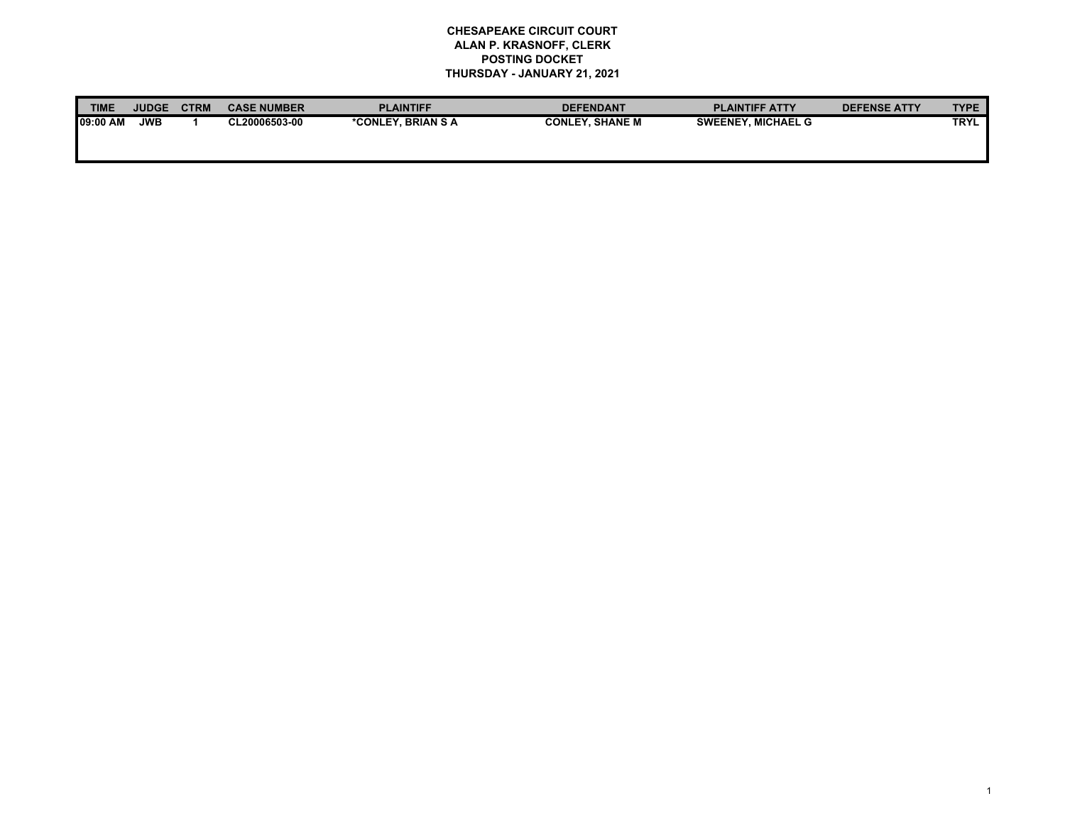**CHESAPEAKE CIRCUIT COURT**
**ALAN P. KRASNOFF, CLERK**
**POSTING DOCKET**
**THURSDAY - JANUARY 21, 2021**

| TIME | JUDGE | CTRM | CASE NUMBER | PLAINTIFF | DEFENDANT | PLAINTIFF ATTY | DEFENSE ATTY | TYPE |
|---|---|---|---|---|---|---|---|---|
| 09:00 AM | JWB | 1 | CL20006503-00 | *CONLEY, BRIAN S A | CONLEY, SHANE M | SWEENEY, MICHAEL G | | TRYL |